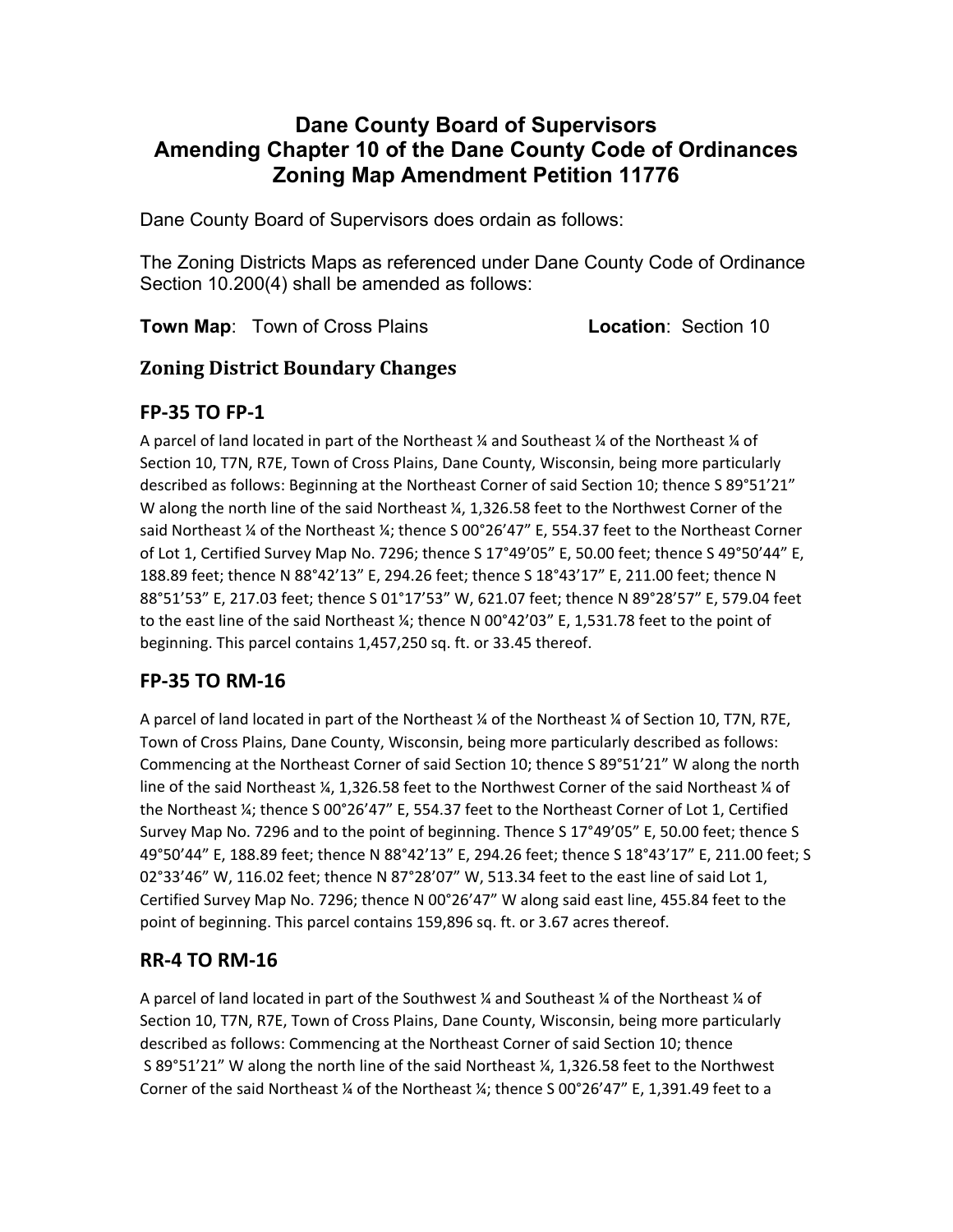# Dane County Board of Supervisors
# Amending Chapter 10 of the Dane County Code of Ordinances
# Zoning Map Amendment Petition 11776

Dane County Board of Supervisors does ordain as follows:

The Zoning Districts Maps as referenced under Dane County Code of Ordinance Section 10.200(4) shall be amended as follows:

**Town Map**: Town of Cross Plains **Location**: Section 10

## Zoning District Boundary Changes

### FP-35 TO FP-1

A parcel of land located in part of the Northeast ¼ and Southeast ¼ of the Northeast ¼ of Section 10, T7N, R7E, Town of Cross Plains, Dane County, Wisconsin, being more particularly described as follows: Beginning at the Northeast Corner of said Section 10; thence S 89°51'21" W along the north line of the said Northeast ¼, 1,326.58 feet to the Northwest Corner of the said Northeast ¼ of the Northeast ¼; thence S 00°26'47" E, 554.37 feet to the Northeast Corner of Lot 1, Certified Survey Map No. 7296; thence S 17°49'05" E, 50.00 feet; thence S 49°50'44" E, 188.89 feet; thence N 88°42'13" E, 294.26 feet; thence S 18°43'17" E, 211.00 feet; thence N 88°51'53" E, 217.03 feet; thence S 01°17'53" W, 621.07 feet; thence N 89°28'57" E, 579.04 feet to the east line of the said Northeast ¼; thence N 00°42'03" E, 1,531.78 feet to the point of beginning. This parcel contains 1,457,250 sq. ft. or 33.45 thereof.

### FP-35 TO RM-16

A parcel of land located in part of the Northeast ¼ of the Northeast ¼ of Section 10, T7N, R7E, Town of Cross Plains, Dane County, Wisconsin, being more particularly described as follows: Commencing at the Northeast Corner of said Section 10; thence S 89°51'21" W along the north line of the said Northeast ¼, 1,326.58 feet to the Northwest Corner of the said Northeast ¼ of the Northeast ¼; thence S 00°26'47" E, 554.37 feet to the Northeast Corner of Lot 1, Certified Survey Map No. 7296 and to the point of beginning. Thence S 17°49'05" E, 50.00 feet; thence S 49°50'44" E, 188.89 feet; thence N 88°42'13" E, 294.26 feet; thence S 18°43'17" E, 211.00 feet; S 02°33'46" W, 116.02 feet; thence N 87°28'07" W, 513.34 feet to the east line of said Lot 1, Certified Survey Map No. 7296; thence N 00°26'47" W along said east line, 455.84 feet to the point of beginning. This parcel contains 159,896 sq. ft. or 3.67 acres thereof.

### RR-4 TO RM-16

A parcel of land located in part of the Southwest ¼ and Southeast ¼ of the Northeast ¼ of Section 10, T7N, R7E, Town of Cross Plains, Dane County, Wisconsin, being more particularly described as follows: Commencing at the Northeast Corner of said Section 10; thence S 89°51'21" W along the north line of the said Northeast ¼, 1,326.58 feet to the Northwest Corner of the said Northeast ¼ of the Northeast ¼; thence S 00°26'47" E, 1,391.49 feet to a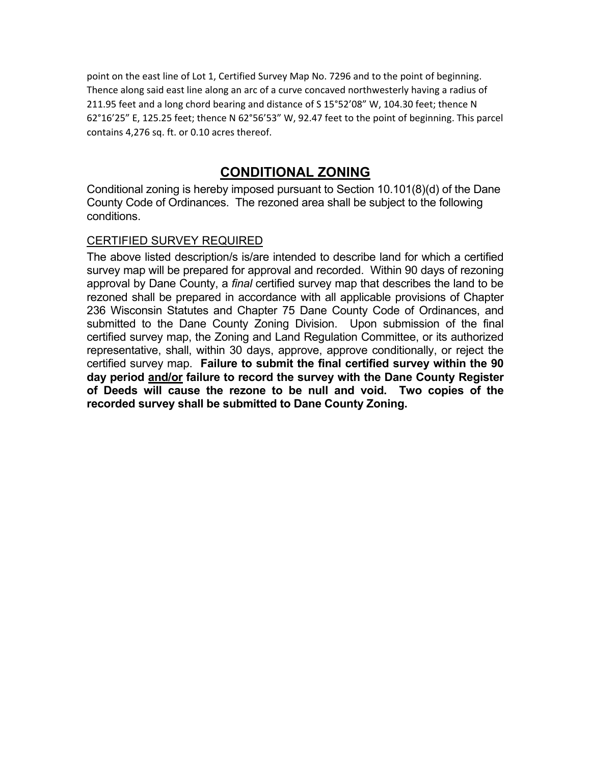point on the east line of Lot 1, Certified Survey Map No. 7296 and to the point of beginning. Thence along said east line along an arc of a curve concaved northwesterly having a radius of 211.95 feet and a long chord bearing and distance of S 15°52’08” W, 104.30 feet; thence N 62°16’25” E, 125.25 feet; thence N 62°56’53” W, 92.47 feet to the point of beginning. This parcel contains 4,276 sq. ft. or 0.10 acres thereof.

## CONDITIONAL ZONING

Conditional zoning is hereby imposed pursuant to Section 10.101(8)(d) of the Dane County Code of Ordinances. The rezoned area shall be subject to the following conditions.

### CERTIFIED SURVEY REQUIRED

The above listed description/s is/are intended to describe land for which a certified survey map will be prepared for approval and recorded. Within 90 days of rezoning approval by Dane County, a *final* certified survey map that describes the land to be rezoned shall be prepared in accordance with all applicable provisions of Chapter 236 Wisconsin Statutes and Chapter 75 Dane County Code of Ordinances, and submitted to the Dane County Zoning Division. Upon submission of the final certified survey map, the Zoning and Land Regulation Committee, or its authorized representative, shall, within 30 days, approve, approve conditionally, or reject the certified survey map. **Failure to submit the final certified survey within the 90 day period and/or failure to record the survey with the Dane County Register of Deeds will cause the rezone to be null and void. Two copies of the recorded survey shall be submitted to Dane County Zoning.**